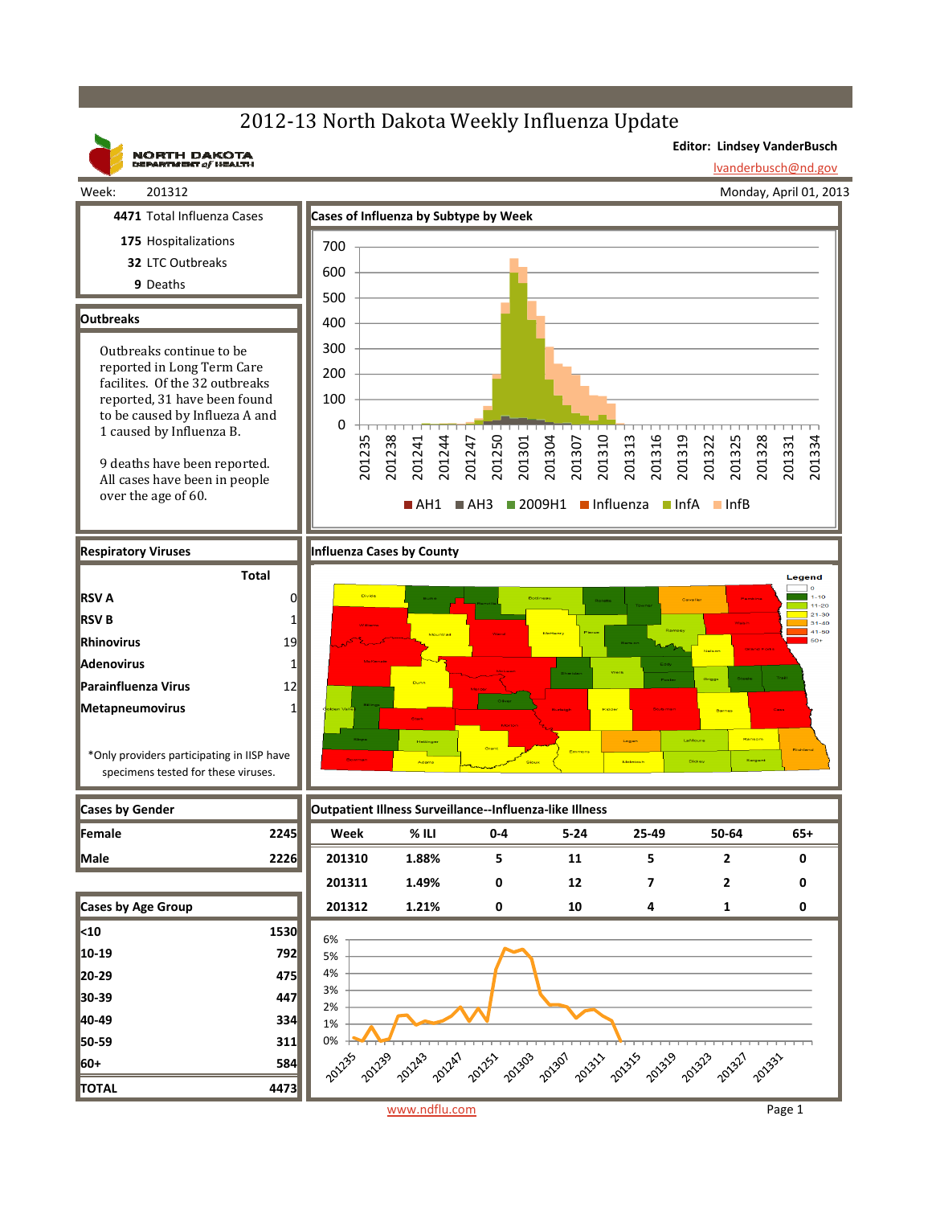# 2012-13 North Dakota Weekly Influenza Update

NORTH DAKOTA DEPARTMENT of HEALTH

**Editor: Lindsey VanderBusch**
lvanderbusch@nd.gov

Week: 201312

Monday, April 01, 2013

**4471** Total Influenza Cases
**175** Hospitalizations
**32** LTC Outbreaks
**9** Deaths

## Outbreaks

Outbreaks continue to be reported in Long Term Care facilites. Of the 32 outbreaks reported, 31 have been found to be caused by Influeza A and 1 caused by Influenza B.

9 deaths have been reported. All cases have been in people over the age of 60.

## Cases of Influenza by Subtype by Week

AH1, AH3, 2009H1, Influenza, InfA, InfB

## Respiratory Viruses

| | Total |
|---|---|
| RSV A | 0 |
| RSV B | 1 |
| Rhinovirus | 19 |
| Adenovirus | 1 |
| Parainfluenza Virus | 12 |
| Metapneumovirus | 1 |

*Only providers participating in IISP have specimens tested for these viruses.

## Influenza Cases by County

Legend: 0; 1-10; 11-20; 21-30; 31-40; 41-50; 50+

## Cases by Gender

| | |
|---|---|
| Female | 2245 |
| Male | 2226 |

## Cases by Age Group

| | |
|---|---|
| <10 | 1530 |
| 10-19 | 792 |
| 20-29 | 475 |
| 30-39 | 447 |
| 40-49 | 334 |
| 50-59 | 311 |
| 60+ | 584 |
| TOTAL | 4473 |

## Outpatient Illness Surveillance--Influenza-like Illness

| Week | % ILI | 0-4 | 5-24 | 25-49 | 50-64 | 65+ |
|---|---|---|---|---|---|---|
| 201310 | 1.88% | 5 | 11 | 5 | 2 | 0 |
| 201311 | 1.49% | 0 | 12 | 7 | 2 | 0 |
| 201312 | 1.21% | 0 | 10 | 4 | 1 | 0 |

www.ndflu.com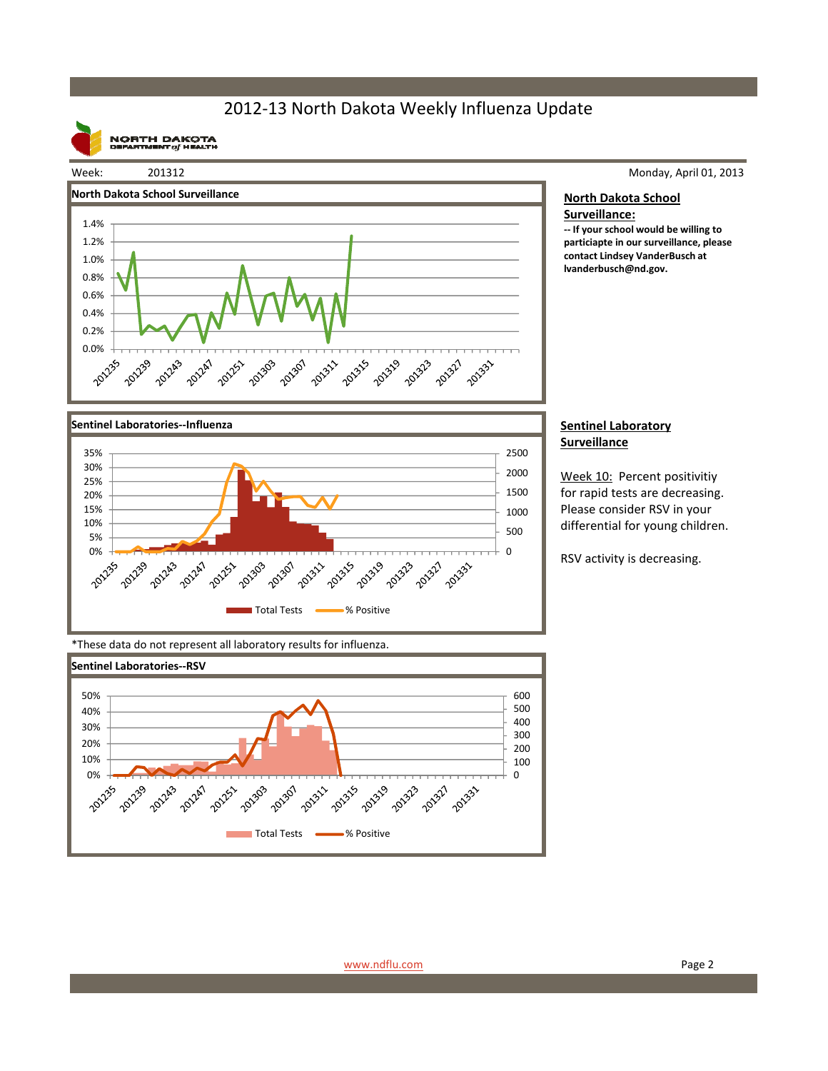# 2012-13 North Dakota Weekly Influenza Update

NORTH DAKOTA DEPARTMENT of HEALTH

Week: 201312

Monday, April 01, 2013

## North Dakota School Surveillance

1.4%
1.2%
1.0%
0.8%
0.6%
0.4%
0.2%
0.0%

201235 201239 201243 201247 201251 201303 201307 201311 201315 201319 201323 201327 201331

### North Dakota School Surveillance:

**-- If your school would be willing to particiapte in our surveillance, please contact Lindsey VanderBusch at lvanderbusch@nd.gov.**

## Sentinel Laboratories--Influenza

35%
30%
25%
20%
15%
10%
5%
0%

2500
2000
1500
1000
500
0

201235 201239 201243 201247 201251 201303 201307 201311 201315 201319 201323 201327 201331

Total Tests
% Positive

*These data do not represent all laboratory results for influenza.

### Sentinel Laboratory Surveillance

Week 10: Percent positivitiy for rapid tests are decreasing. Please consider RSV in your differential for young children.

RSV activity is decreasing.

## Sentinel Laboratories--RSV

50%
40%
30%
20%
10%
0%

600
500
400
300
200
100
0

201235 201239 201243 201247 201251 201303 201307 201311 201315 201319 201323 201327 201331

Total Tests
% Positive

www.ndflu.com